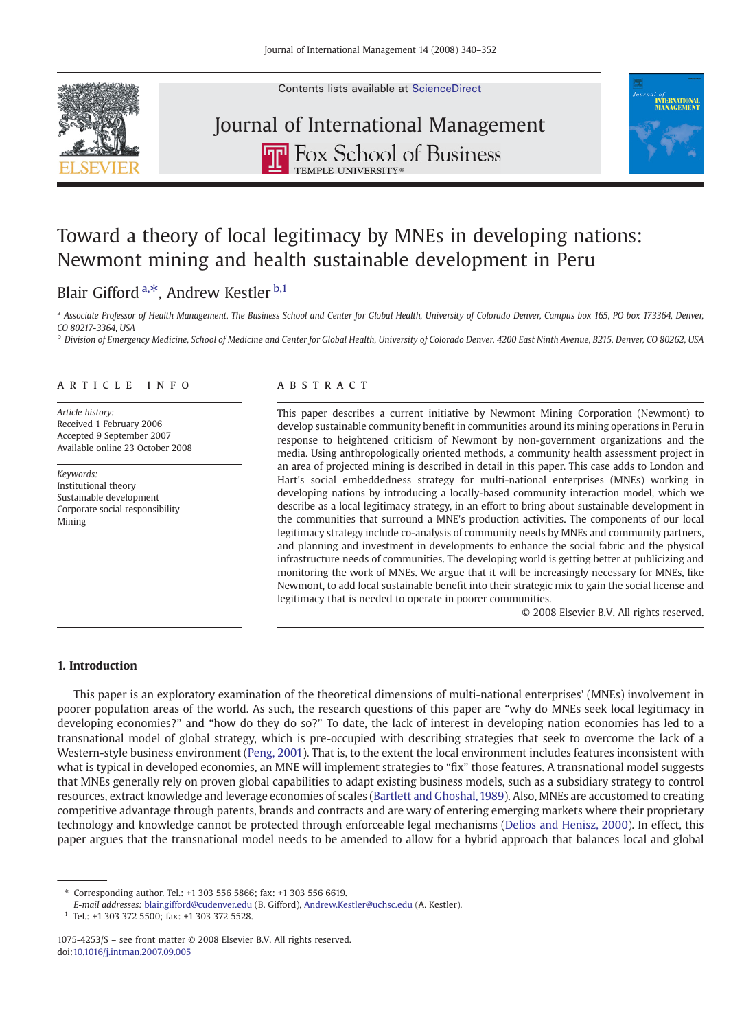Contents lists available at ScienceDirect

# Journal of International Management

# Toward a theory of local legitimacy by MNEs in developing nations: Newmont mining and health sustainable development in Peru

Blair Gifford [a,*], Andrew Kestler [b,1]

[a] Associate Professor of Health Management, The Business School and Center for Global Health, University of Colorado Denver, Campus box 165, PO box 173364, Denver, CO 80217-3364, USA

[b] Division of Emergency Medicine, School of Medicine and Center for Global Health, University of Colorado Denver, 4200 East Ninth Avenue, B215, Denver, CO 80262, USA

## ARTICLE INFO

*Article history:*
Received 1 February 2006
Accepted 9 September 2007
Available online 23 October 2008

*Keywords:*
Institutional theory
Sustainable development
Corporate social responsibility
Mining

## ABSTRACT

This paper describes a current initiative by Newmont Mining Corporation (Newmont) to develop sustainable community benefit in communities around its mining operations in Peru in response to heightened criticism of Newmont by non-government organizations and the media. Using anthropologically oriented methods, a community health assessment project in an area of projected mining is described in detail in this paper. This case adds to London and Hart's social embeddedness strategy for multi-national enterprises (MNEs) working in developing nations by introducing a locally-based community interaction model, which we describe as a local legitimacy strategy, in an effort to bring about sustainable development in the communities that surround a MNE's production activities. The components of our local legitimacy strategy include co-analysis of community needs by MNEs and community partners, and planning and investment in developments to enhance the social fabric and the physical infrastructure needs of communities. The developing world is getting better at publicizing and monitoring the work of MNEs. We argue that it will be increasingly necessary for MNEs, like Newmont, to add local sustainable benefit into their strategic mix to gain the social license and legitimacy that is needed to operate in poorer communities.

© 2008 Elsevier B.V. All rights reserved.

## 1. Introduction

This paper is an exploratory examination of the theoretical dimensions of multi-national enterprises' (MNEs) involvement in poorer population areas of the world. As such, the research questions of this paper are "why do MNEs seek local legitimacy in developing economies?" and "how do they do so?" To date, the lack of interest in developing nation economies has led to a transnational model of global strategy, which is pre-occupied with describing strategies that seek to overcome the lack of a Western-style business environment (Peng, 2001). That is, to the extent the local environment includes features inconsistent with what is typical in developed economies, an MNE will implement strategies to "fix" those features. A transnational model suggests that MNEs generally rely on proven global capabilities to adapt existing business models, such as a subsidiary strategy to control resources, extract knowledge and leverage economies of scales (Bartlett and Ghoshal, 1989). Also, MNEs are accustomed to creating competitive advantage through patents, brands and contracts and are wary of entering emerging markets where their proprietary technology and knowledge cannot be protected through enforceable legal mechanisms (Delios and Henisz, 2000). In effect, this paper argues that the transnational model needs to be amended to allow for a hybrid approach that balances local and global

---

\* Corresponding author. Tel.: +1 303 556 5866; fax: +1 303 556 6619.
*E-mail addresses:* blair.gifford@cudenver.edu (B. Gifford), Andrew.Kestler@uchsc.edu (A. Kestler).

[1] Tel.: +1 303 372 5500; fax: +1 303 372 5528.

1075-4253/$ – see front matter © 2008 Elsevier B.V. All rights reserved.
doi:10.1016/j.intman.2007.09.005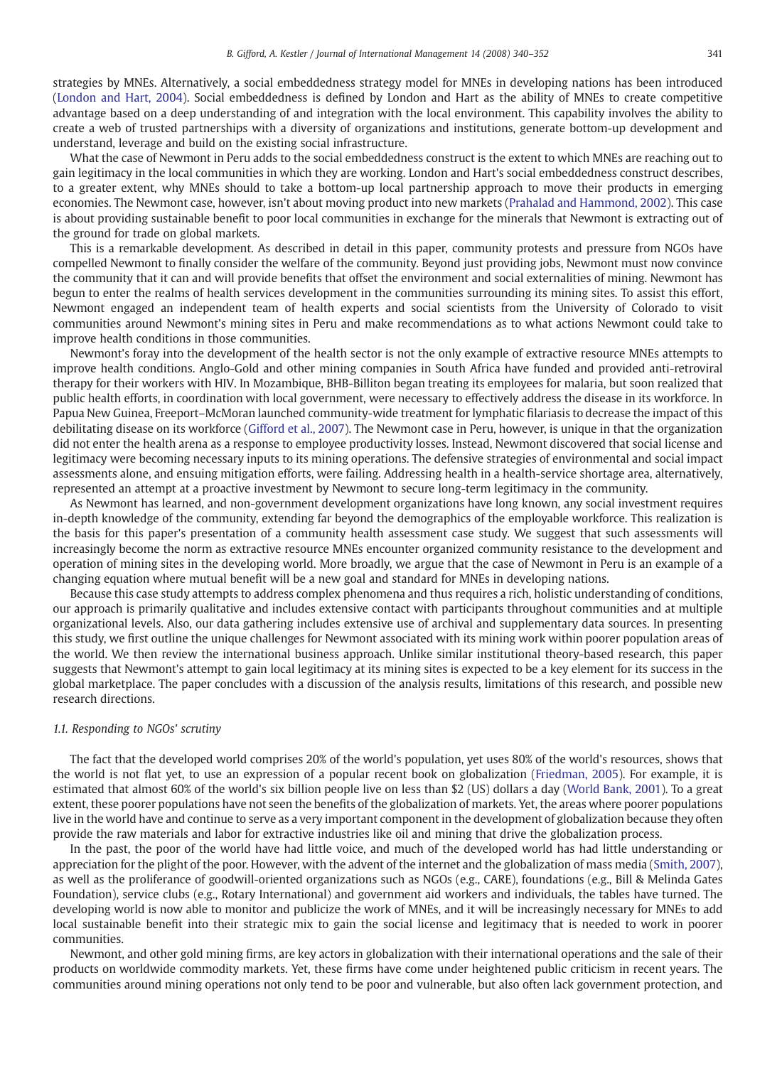strategies by MNEs. Alternatively, a social embeddedness strategy model for MNEs in developing nations has been introduced (London and Hart, 2004). Social embeddedness is defined by London and Hart as the ability of MNEs to create competitive advantage based on a deep understanding of and integration with the local environment. This capability involves the ability to create a web of trusted partnerships with a diversity of organizations and institutions, generate bottom-up development and understand, leverage and build on the existing social infrastructure.

What the case of Newmont in Peru adds to the social embeddedness construct is the extent to which MNEs are reaching out to gain legitimacy in the local communities in which they are working. London and Hart's social embeddedness construct describes, to a greater extent, why MNEs should to take a bottom-up local partnership approach to move their products in emerging economies. The Newmont case, however, isn't about moving product into new markets (Prahalad and Hammond, 2002). This case is about providing sustainable benefit to poor local communities in exchange for the minerals that Newmont is extracting out of the ground for trade on global markets.

This is a remarkable development. As described in detail in this paper, community protests and pressure from NGOs have compelled Newmont to finally consider the welfare of the community. Beyond just providing jobs, Newmont must now convince the community that it can and will provide benefits that offset the environment and social externalities of mining. Newmont has begun to enter the realms of health services development in the communities surrounding its mining sites. To assist this effort, Newmont engaged an independent team of health experts and social scientists from the University of Colorado to visit communities around Newmont's mining sites in Peru and make recommendations as to what actions Newmont could take to improve health conditions in those communities.

Newmont's foray into the development of the health sector is not the only example of extractive resource MNEs attempts to improve health conditions. Anglo-Gold and other mining companies in South Africa have funded and provided anti-retroviral therapy for their workers with HIV. In Mozambique, BHB-Billiton began treating its employees for malaria, but soon realized that public health efforts, in coordination with local government, were necessary to effectively address the disease in its workforce. In Papua New Guinea, Freeport–McMoran launched community-wide treatment for lymphatic filariasis to decrease the impact of this debilitating disease on its workforce (Gifford et al., 2007). The Newmont case in Peru, however, is unique in that the organization did not enter the health arena as a response to employee productivity losses. Instead, Newmont discovered that social license and legitimacy were becoming necessary inputs to its mining operations. The defensive strategies of environmental and social impact assessments alone, and ensuing mitigation efforts, were failing. Addressing health in a health-service shortage area, alternatively, represented an attempt at a proactive investment by Newmont to secure long-term legitimacy in the community.

As Newmont has learned, and non-government development organizations have long known, any social investment requires in-depth knowledge of the community, extending far beyond the demographics of the employable workforce. This realization is the basis for this paper's presentation of a community health assessment case study. We suggest that such assessments will increasingly become the norm as extractive resource MNEs encounter organized community resistance to the development and operation of mining sites in the developing world. More broadly, we argue that the case of Newmont in Peru is an example of a changing equation where mutual benefit will be a new goal and standard for MNEs in developing nations.

Because this case study attempts to address complex phenomena and thus requires a rich, holistic understanding of conditions, our approach is primarily qualitative and includes extensive contact with participants throughout communities and at multiple organizational levels. Also, our data gathering includes extensive use of archival and supplementary data sources. In presenting this study, we first outline the unique challenges for Newmont associated with its mining work within poorer population areas of the world. We then review the international business approach. Unlike similar institutional theory-based research, this paper suggests that Newmont's attempt to gain local legitimacy at its mining sites is expected to be a key element for its success in the global marketplace. The paper concludes with a discussion of the analysis results, limitations of this research, and possible new research directions.

### *1.1. Responding to NGOs' scrutiny*

The fact that the developed world comprises 20% of the world's population, yet uses 80% of the world's resources, shows that the world is not flat yet, to use an expression of a popular recent book on globalization (Friedman, 2005). For example, it is estimated that almost 60% of the world's six billion people live on less than $2 (US) dollars a day (World Bank, 2001). To a great extent, these poorer populations have not seen the benefits of the globalization of markets. Yet, the areas where poorer populations live in the world have and continue to serve as a very important component in the development of globalization because they often provide the raw materials and labor for extractive industries like oil and mining that drive the globalization process.

In the past, the poor of the world have had little voice, and much of the developed world has had little understanding or appreciation for the plight of the poor. However, with the advent of the internet and the globalization of mass media (Smith, 2007), as well as the proliferation of goodwill-oriented organizations such as NGOs (e.g., CARE), foundations (e.g., Bill & Melinda Gates Foundation), service clubs (e.g., Rotary International) and government aid workers and individuals, the tables have turned. The developing world is now able to monitor and publicize the work of MNEs, and it will be increasingly necessary for MNEs to add local sustainable benefit into their strategic mix to gain the social license and legitimacy that is needed to work in poorer communities.

Newmont, and other gold mining firms, are key actors in globalization with their international operations and the sale of their products on worldwide commodity markets. Yet, these firms have come under heightened public criticism in recent years. The communities around mining operations not only tend to be poor and vulnerable, but also often lack government protection, and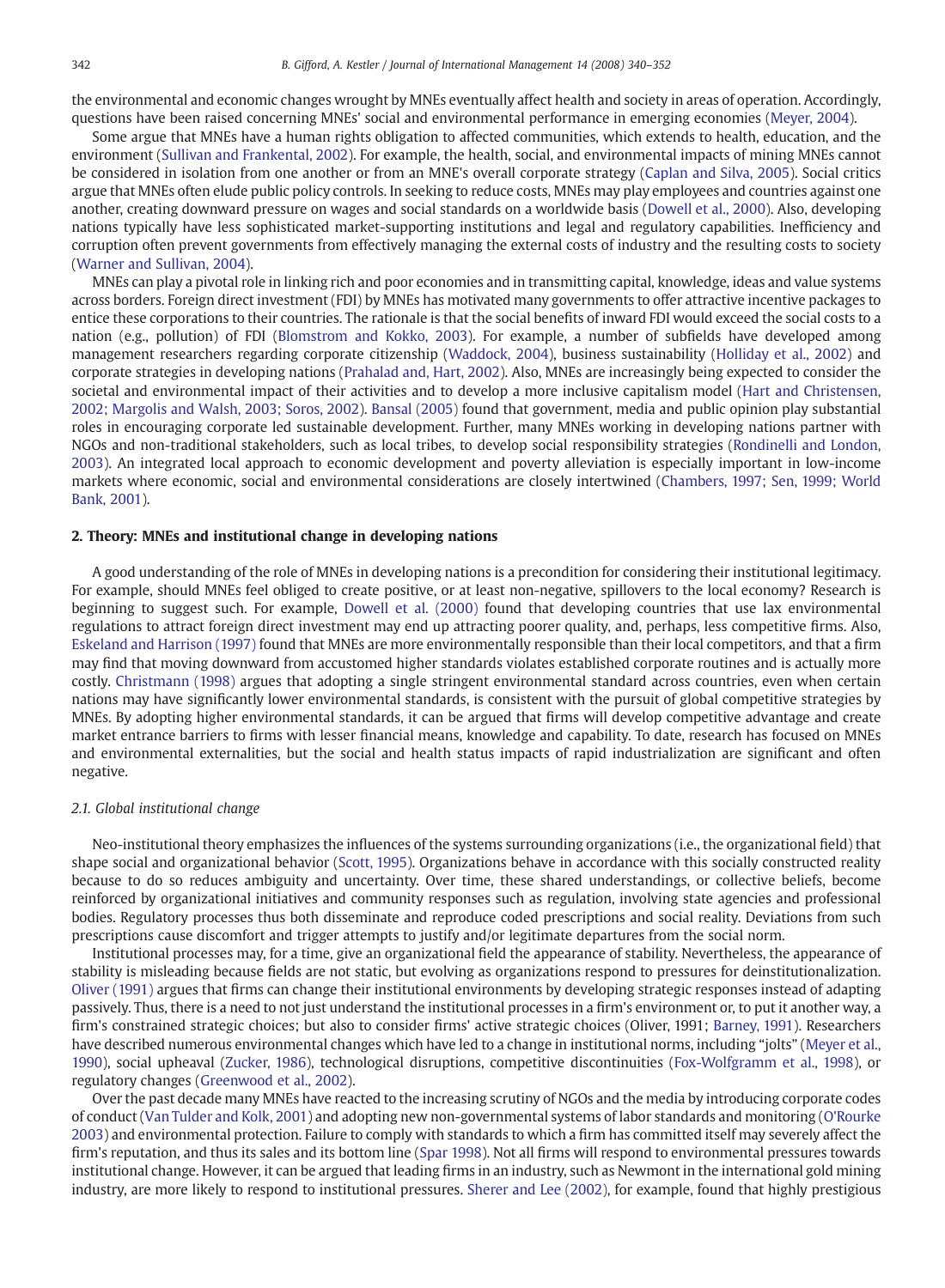the environmental and economic changes wrought by MNEs eventually affect health and society in areas of operation. Accordingly, questions have been raised concerning MNEs' social and environmental performance in emerging economies (Meyer, 2004).

Some argue that MNEs have a human rights obligation to affected communities, which extends to health, education, and the environment (Sullivan and Frankental, 2002). For example, the health, social, and environmental impacts of mining MNEs cannot be considered in isolation from one another or from an MNE's overall corporate strategy (Caplan and Silva, 2005). Social critics argue that MNEs often elude public policy controls. In seeking to reduce costs, MNEs may play employees and countries against one another, creating downward pressure on wages and social standards on a worldwide basis (Dowell et al., 2000). Also, developing nations typically have less sophisticated market-supporting institutions and legal and regulatory capabilities. Inefficiency and corruption often prevent governments from effectively managing the external costs of industry and the resulting costs to society (Warner and Sullivan, 2004).

MNEs can play a pivotal role in linking rich and poor economies and in transmitting capital, knowledge, ideas and value systems across borders. Foreign direct investment (FDI) by MNEs has motivated many governments to offer attractive incentive packages to entice these corporations to their countries. The rationale is that the social benefits of inward FDI would exceed the social costs to a nation (e.g., pollution) of FDI (Blomstrom and Kokko, 2003). For example, a number of subfields have developed among management researchers regarding corporate citizenship (Waddock, 2004), business sustainability (Holliday et al., 2002) and corporate strategies in developing nations (Prahalad and, Hart, 2002). Also, MNEs are increasingly being expected to consider the societal and environmental impact of their activities and to develop a more inclusive capitalism model (Hart and Christensen, 2002; Margolis and Walsh, 2003; Soros, 2002). Bansal (2005) found that government, media and public opinion play substantial roles in encouraging corporate led sustainable development. Further, many MNEs working in developing nations partner with NGOs and non-traditional stakeholders, such as local tribes, to develop social responsibility strategies (Rondinelli and London, 2003). An integrated local approach to economic development and poverty alleviation is especially important in low-income markets where economic, social and environmental considerations are closely intertwined (Chambers, 1997; Sen, 1999; World Bank, 2001).

## 2. Theory: MNEs and institutional change in developing nations

A good understanding of the role of MNEs in developing nations is a precondition for considering their institutional legitimacy. For example, should MNEs feel obliged to create positive, or at least non-negative, spillovers to the local economy? Research is beginning to suggest such. For example, Dowell et al. (2000) found that developing countries that use lax environmental regulations to attract foreign direct investment may end up attracting poorer quality, and, perhaps, less competitive firms. Also, Eskeland and Harrison (1997) found that MNEs are more environmentally responsible than their local competitors, and that a firm may find that moving downward from accustomed higher standards violates established corporate routines and is actually more costly. Christmann (1998) argues that adopting a single stringent environmental standard across countries, even when certain nations may have significantly lower environmental standards, is consistent with the pursuit of global competitive strategies by MNEs. By adopting higher environmental standards, it can be argued that firms will develop competitive advantage and create market entrance barriers to firms with lesser financial means, knowledge and capability. To date, research has focused on MNEs and environmental externalities, but the social and health status impacts of rapid industrialization are significant and often negative.

### *2.1. Global institutional change*

Neo-institutional theory emphasizes the influences of the systems surrounding organizations (i.e., the organizational field) that shape social and organizational behavior (Scott, 1995). Organizations behave in accordance with this socially constructed reality because to do so reduces ambiguity and uncertainty. Over time, these shared understandings, or collective beliefs, become reinforced by organizational initiatives and community responses such as regulation, involving state agencies and professional bodies. Regulatory processes thus both disseminate and reproduce coded prescriptions and social reality. Deviations from such prescriptions cause discomfort and trigger attempts to justify and/or legitimate departures from the social norm.

Institutional processes may, for a time, give an organizational field the appearance of stability. Nevertheless, the appearance of stability is misleading because fields are not static, but evolving as organizations respond to pressures for deinstitutionalization. Oliver (1991) argues that firms can change their institutional environments by developing strategic responses instead of adapting passively. Thus, there is a need to not just understand the institutional processes in a firm's environment or, to put it another way, a firm's constrained strategic choices; but also to consider firms' active strategic choices (Oliver, 1991; Barney, 1991). Researchers have described numerous environmental changes which have led to a change in institutional norms, including "jolts" (Meyer et al., 1990), social upheaval (Zucker, 1986), technological disruptions, competitive discontinuities (Fox-Wolfgramm et al., 1998), or regulatory changes (Greenwood et al., 2002).

Over the past decade many MNEs have reacted to the increasing scrutiny of NGOs and the media by introducing corporate codes of conduct (Van Tulder and Kolk, 2001) and adopting new non-governmental systems of labor standards and monitoring (O'Rourke 2003) and environmental protection. Failure to comply with standards to which a firm has committed itself may severely affect the firm's reputation, and thus its sales and its bottom line (Spar 1998). Not all firms will respond to environmental pressures towards institutional change. However, it can be argued that leading firms in an industry, such as Newmont in the international gold mining industry, are more likely to respond to institutional pressures. Sherer and Lee (2002), for example, found that highly prestigious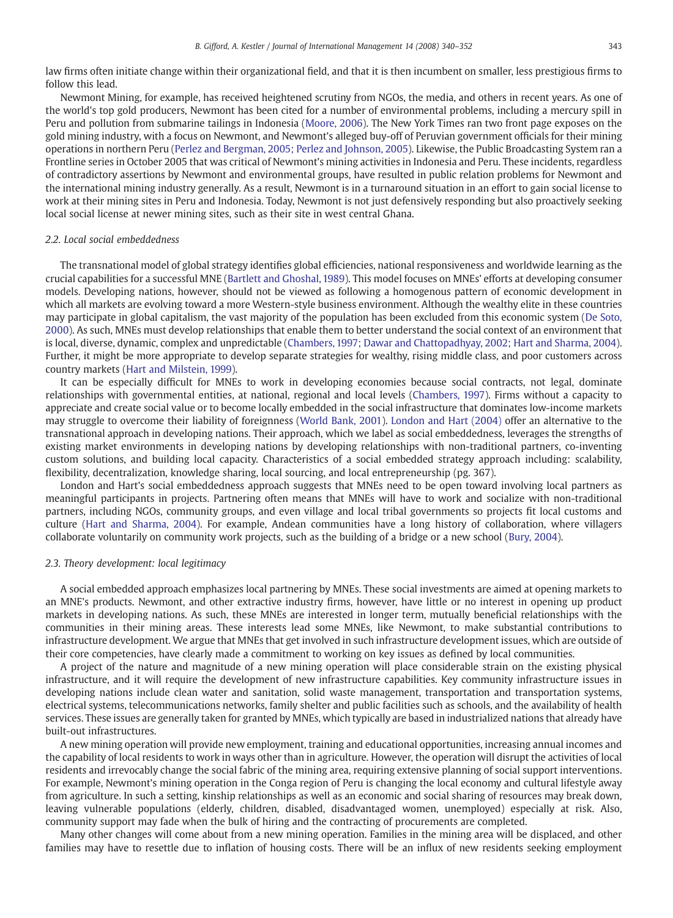law firms often initiate change within their organizational field, and that it is then incumbent on smaller, less prestigious firms to follow this lead.

Newmont Mining, for example, has received heightened scrutiny from NGOs, the media, and others in recent years. As one of the world's top gold producers, Newmont has been cited for a number of environmental problems, including a mercury spill in Peru and pollution from submarine tailings in Indonesia (Moore, 2006). The New York Times ran two front page exposes on the gold mining industry, with a focus on Newmont, and Newmont's alleged buy-off of Peruvian government officials for their mining operations in northern Peru (Perlez and Bergman, 2005; Perlez and Johnson, 2005). Likewise, the Public Broadcasting System ran a Frontline series in October 2005 that was critical of Newmont's mining activities in Indonesia and Peru. These incidents, regardless of contradictory assertions by Newmont and environmental groups, have resulted in public relation problems for Newmont and the international mining industry generally. As a result, Newmont is in a turnaround situation in an effort to gain social license to work at their mining sites in Peru and Indonesia. Today, Newmont is not just defensively responding but also proactively seeking local social license at newer mining sites, such as their site in west central Ghana.

### 2.2. Local social embeddedness

The transnational model of global strategy identifies global efficiencies, national responsiveness and worldwide learning as the crucial capabilities for a successful MNE (Bartlett and Ghoshal, 1989). This model focuses on MNEs' efforts at developing consumer models. Developing nations, however, should not be viewed as following a homogenous pattern of economic development in which all markets are evolving toward a more Western-style business environment. Although the wealthy elite in these countries may participate in global capitalism, the vast majority of the population has been excluded from this economic system (De Soto, 2000). As such, MNEs must develop relationships that enable them to better understand the social context of an environment that is local, diverse, dynamic, complex and unpredictable (Chambers, 1997; Dawar and Chattopadhyay, 2002; Hart and Sharma, 2004). Further, it might be more appropriate to develop separate strategies for wealthy, rising middle class, and poor customers across country markets (Hart and Milstein, 1999).

It can be especially difficult for MNEs to work in developing economies because social contracts, not legal, dominate relationships with governmental entities, at national, regional and local levels (Chambers, 1997). Firms without a capacity to appreciate and create social value or to become locally embedded in the social infrastructure that dominates low-income markets may struggle to overcome their liability of foreignness (World Bank, 2001). London and Hart (2004) offer an alternative to the transnational approach in developing nations. Their approach, which we label as social embeddedness, leverages the strengths of existing market environments in developing nations by developing relationships with non-traditional partners, co-inventing custom solutions, and building local capacity. Characteristics of a social embedded strategy approach including: scalability, flexibility, decentralization, knowledge sharing, local sourcing, and local entrepreneurship (pg. 367).

London and Hart's social embeddedness approach suggests that MNEs need to be open toward involving local partners as meaningful participants in projects. Partnering often means that MNEs will have to work and socialize with non-traditional partners, including NGOs, community groups, and even village and local tribal governments so projects fit local customs and culture (Hart and Sharma, 2004). For example, Andean communities have a long history of collaboration, where villagers collaborate voluntarily on community work projects, such as the building of a bridge or a new school (Bury, 2004).

### 2.3. Theory development: local legitimacy

A social embedded approach emphasizes local partnering by MNEs. These social investments are aimed at opening markets to an MNE's products. Newmont, and other extractive industry firms, however, have little or no interest in opening up product markets in developing nations. As such, these MNEs are interested in longer term, mutually beneficial relationships with the communities in their mining areas. These interests lead some MNEs, like Newmont, to make substantial contributions to infrastructure development. We argue that MNEs that get involved in such infrastructure development issues, which are outside of their core competencies, have clearly made a commitment to working on key issues as defined by local communities.

A project of the nature and magnitude of a new mining operation will place considerable strain on the existing physical infrastructure, and it will require the development of new infrastructure capabilities. Key community infrastructure issues in developing nations include clean water and sanitation, solid waste management, transportation and transportation systems, electrical systems, telecommunications networks, family shelter and public facilities such as schools, and the availability of health services. These issues are generally taken for granted by MNEs, which typically are based in industrialized nations that already have built-out infrastructures.

A new mining operation will provide new employment, training and educational opportunities, increasing annual incomes and the capability of local residents to work in ways other than in agriculture. However, the operation will disrupt the activities of local residents and irrevocably change the social fabric of the mining area, requiring extensive planning of social support interventions. For example, Newmont's mining operation in the Conga region of Peru is changing the local economy and cultural lifestyle away from agriculture. In such a setting, kinship relationships as well as an economic and social sharing of resources may break down, leaving vulnerable populations (elderly, children, disabled, disadvantaged women, unemployed) especially at risk. Also, community support may fade when the bulk of hiring and the contracting of procurements are completed.

Many other changes will come about from a new mining operation. Families in the mining area will be displaced, and other families may have to resettle due to inflation of housing costs. There will be an influx of new residents seeking employment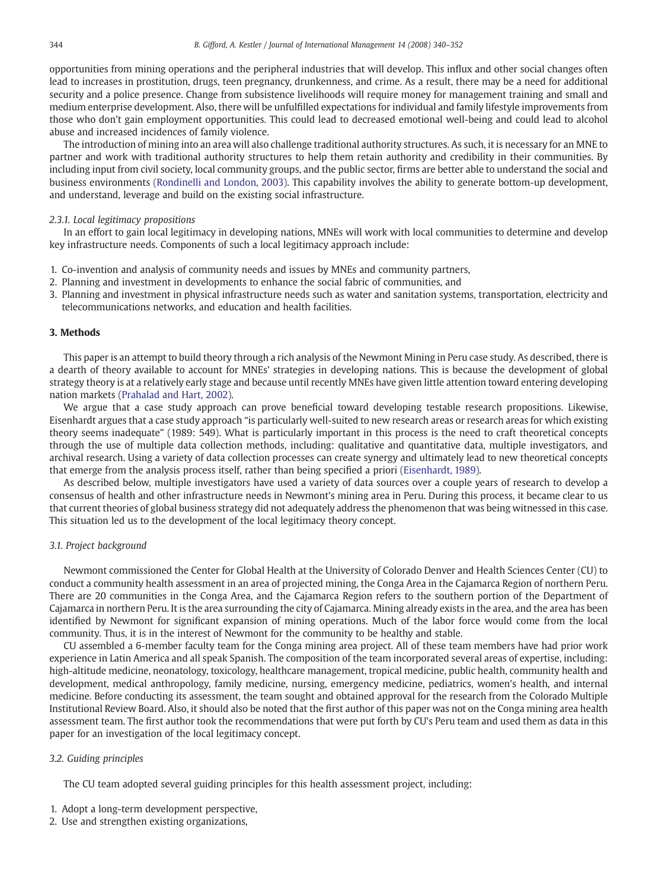opportunities from mining operations and the peripheral industries that will develop. This influx and other social changes often lead to increases in prostitution, drugs, teen pregnancy, drunkenness, and crime. As a result, there may be a need for additional security and a police presence. Change from subsistence livelihoods will require money for management training and small and medium enterprise development. Also, there will be unfulfilled expectations for individual and family lifestyle improvements from those who don't gain employment opportunities. This could lead to decreased emotional well-being and could lead to alcohol abuse and increased incidences of family violence.

The introduction of mining into an area will also challenge traditional authority structures. As such, it is necessary for an MNE to partner and work with traditional authority structures to help them retain authority and credibility in their communities. By including input from civil society, local community groups, and the public sector, firms are better able to understand the social and business environments (Rondinelli and London, 2003). This capability involves the ability to generate bottom-up development, and understand, leverage and build on the existing social infrastructure.

#### 2.3.1. Local legitimacy propositions

In an effort to gain local legitimacy in developing nations, MNEs will work with local communities to determine and develop key infrastructure needs. Components of such a local legitimacy approach include:

1. Co-invention and analysis of community needs and issues by MNEs and community partners,
2. Planning and investment in developments to enhance the social fabric of communities, and
3. Planning and investment in physical infrastructure needs such as water and sanitation systems, transportation, electricity and telecommunications networks, and education and health facilities.

## 3. Methods

This paper is an attempt to build theory through a rich analysis of the Newmont Mining in Peru case study. As described, there is a dearth of theory available to account for MNEs' strategies in developing nations. This is because the development of global strategy theory is at a relatively early stage and because until recently MNEs have given little attention toward entering developing nation markets (Prahalad and Hart, 2002).

We argue that a case study approach can prove beneficial toward developing testable research propositions. Likewise, Eisenhardt argues that a case study approach "is particularly well-suited to new research areas or research areas for which existing theory seems inadequate" (1989: 549). What is particularly important in this process is the need to craft theoretical concepts through the use of multiple data collection methods, including: qualitative and quantitative data, multiple investigators, and archival research. Using a variety of data collection processes can create synergy and ultimately lead to new theoretical concepts that emerge from the analysis process itself, rather than being specified a priori (Eisenhardt, 1989).

As described below, multiple investigators have used a variety of data sources over a couple years of research to develop a consensus of health and other infrastructure needs in Newmont's mining area in Peru. During this process, it became clear to us that current theories of global business strategy did not adequately address the phenomenon that was being witnessed in this case. This situation led us to the development of the local legitimacy theory concept.

### 3.1. Project background

Newmont commissioned the Center for Global Health at the University of Colorado Denver and Health Sciences Center (CU) to conduct a community health assessment in an area of projected mining, the Conga Area in the Cajamarca Region of northern Peru. There are 20 communities in the Conga Area, and the Cajamarca Region refers to the southern portion of the Department of Cajamarca in northern Peru. It is the area surrounding the city of Cajamarca. Mining already exists in the area, and the area has been identified by Newmont for significant expansion of mining operations. Much of the labor force would come from the local community. Thus, it is in the interest of Newmont for the community to be healthy and stable.

CU assembled a 6-member faculty team for the Conga mining area project. All of these team members have had prior work experience in Latin America and all speak Spanish. The composition of the team incorporated several areas of expertise, including: high-altitude medicine, neonatology, toxicology, healthcare management, tropical medicine, public health, community health and development, medical anthropology, family medicine, nursing, emergency medicine, pediatrics, women's health, and internal medicine. Before conducting its assessment, the team sought and obtained approval for the research from the Colorado Multiple Institutional Review Board. Also, it should also be noted that the first author of this paper was not on the Conga mining area health assessment team. The first author took the recommendations that were put forth by CU's Peru team and used them as data in this paper for an investigation of the local legitimacy concept.

### 3.2. Guiding principles

The CU team adopted several guiding principles for this health assessment project, including:

1. Adopt a long-term development perspective,
2. Use and strengthen existing organizations,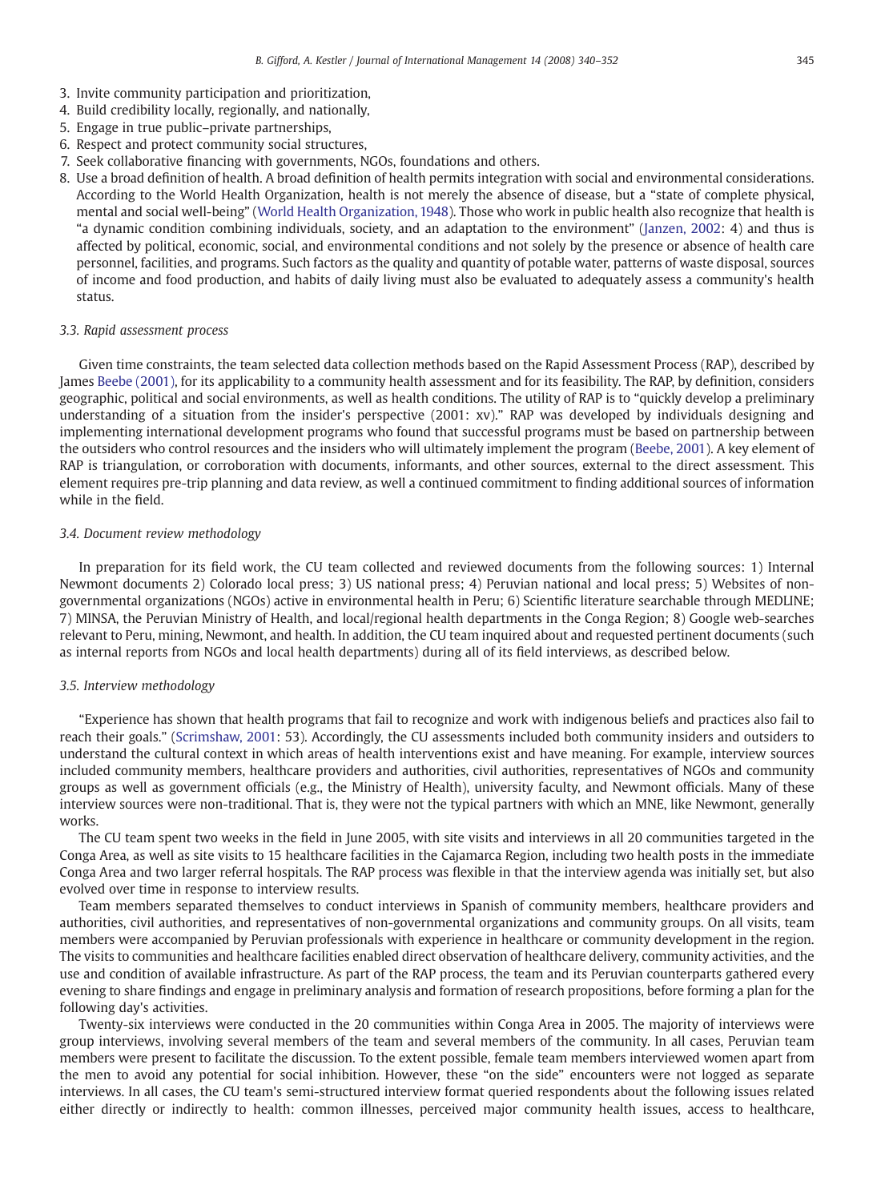3. Invite community participation and prioritization,
4. Build credibility locally, regionally, and nationally,
5. Engage in true public–private partnerships,
6. Respect and protect community social structures,
7. Seek collaborative financing with governments, NGOs, foundations and others.
8. Use a broad definition of health. A broad definition of health permits integration with social and environmental considerations. According to the World Health Organization, health is not merely the absence of disease, but a "state of complete physical, mental and social well-being" (World Health Organization, 1948). Those who work in public health also recognize that health is "a dynamic condition combining individuals, society, and an adaptation to the environment" (Janzen, 2002: 4) and thus is affected by political, economic, social, and environmental conditions and not solely by the presence or absence of health care personnel, facilities, and programs. Such factors as the quality and quantity of potable water, patterns of waste disposal, sources of income and food production, and habits of daily living must also be evaluated to adequately assess a community's health status.

### 3.3. Rapid assessment process

Given time constraints, the team selected data collection methods based on the Rapid Assessment Process (RAP), described by James Beebe (2001), for its applicability to a community health assessment and for its feasibility. The RAP, by definition, considers geographic, political and social environments, as well as health conditions. The utility of RAP is to "quickly develop a preliminary understanding of a situation from the insider's perspective (2001: xv)." RAP was developed by individuals designing and implementing international development programs who found that successful programs must be based on partnership between the outsiders who control resources and the insiders who will ultimately implement the program (Beebe, 2001). A key element of RAP is triangulation, or corroboration with documents, informants, and other sources, external to the direct assessment. This element requires pre-trip planning and data review, as well a continued commitment to finding additional sources of information while in the field.

### 3.4. Document review methodology

In preparation for its field work, the CU team collected and reviewed documents from the following sources: 1) Internal Newmont documents 2) Colorado local press; 3) US national press; 4) Peruvian national and local press; 5) Websites of non-governmental organizations (NGOs) active in environmental health in Peru; 6) Scientific literature searchable through MEDLINE; 7) MINSA, the Peruvian Ministry of Health, and local/regional health departments in the Conga Region; 8) Google web-searches relevant to Peru, mining, Newmont, and health. In addition, the CU team inquired about and requested pertinent documents (such as internal reports from NGOs and local health departments) during all of its field interviews, as described below.

### 3.5. Interview methodology

"Experience has shown that health programs that fail to recognize and work with indigenous beliefs and practices also fail to reach their goals." (Scrimshaw, 2001: 53). Accordingly, the CU assessments included both community insiders and outsiders to understand the cultural context in which areas of health interventions exist and have meaning. For example, interview sources included community members, healthcare providers and authorities, civil authorities, representatives of NGOs and community groups as well as government officials (e.g., the Ministry of Health), university faculty, and Newmont officials. Many of these interview sources were non-traditional. That is, they were not the typical partners with which an MNE, like Newmont, generally works.

The CU team spent two weeks in the field in June 2005, with site visits and interviews in all 20 communities targeted in the Conga Area, as well as site visits to 15 healthcare facilities in the Cajamarca Region, including two health posts in the immediate Conga Area and two larger referral hospitals. The RAP process was flexible in that the interview agenda was initially set, but also evolved over time in response to interview results.

Team members separated themselves to conduct interviews in Spanish of community members, healthcare providers and authorities, civil authorities, and representatives of non-governmental organizations and community groups. On all visits, team members were accompanied by Peruvian professionals with experience in healthcare or community development in the region. The visits to communities and healthcare facilities enabled direct observation of healthcare delivery, community activities, and the use and condition of available infrastructure. As part of the RAP process, the team and its Peruvian counterparts gathered every evening to share findings and engage in preliminary analysis and formation of research propositions, before forming a plan for the following day's activities.

Twenty-six interviews were conducted in the 20 communities within Conga Area in 2005. The majority of interviews were group interviews, involving several members of the team and several members of the community. In all cases, Peruvian team members were present to facilitate the discussion. To the extent possible, female team members interviewed women apart from the men to avoid any potential for social inhibition. However, these "on the side" encounters were not logged as separate interviews. In all cases, the CU team's semi-structured interview format queried respondents about the following issues related either directly or indirectly to health: common illnesses, perceived major community health issues, access to healthcare,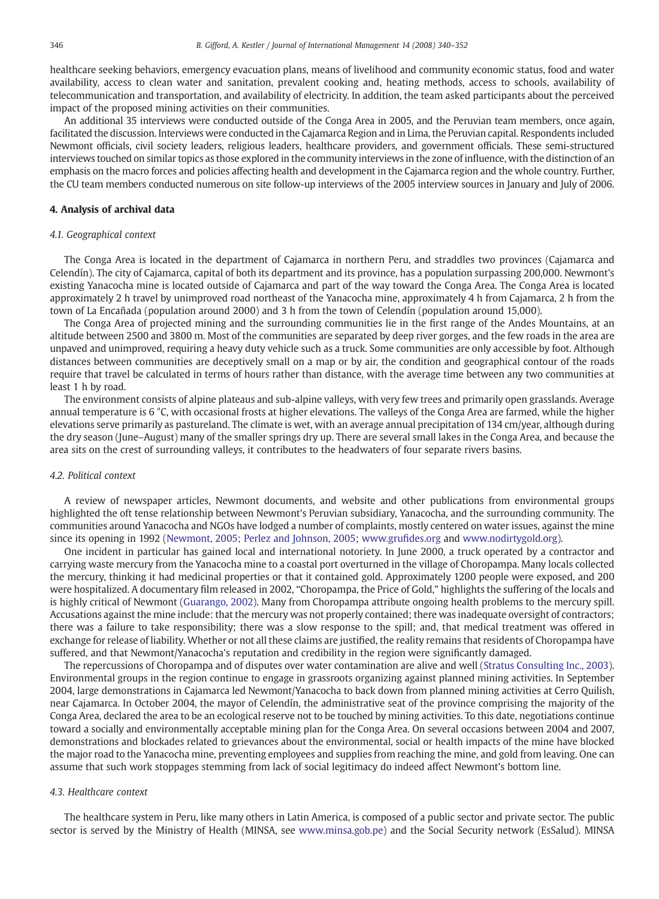healthcare seeking behaviors, emergency evacuation plans, means of livelihood and community economic status, food and water availability, access to clean water and sanitation, prevalent cooking and, heating methods, access to schools, availability of telecommunication and transportation, and availability of electricity. In addition, the team asked participants about the perceived impact of the proposed mining activities on their communities.

An additional 35 interviews were conducted outside of the Conga Area in 2005, and the Peruvian team members, once again, facilitated the discussion. Interviews were conducted in the Cajamarca Region and in Lima, the Peruvian capital. Respondents included Newmont officials, civil society leaders, religious leaders, healthcare providers, and government officials. These semi-structured interviews touched on similar topics as those explored in the community interviews in the zone of influence, with the distinction of an emphasis on the macro forces and policies affecting health and development in the Cajamarca region and the whole country. Further, the CU team members conducted numerous on site follow-up interviews of the 2005 interview sources in January and July of 2006.

## 4. Analysis of archival data

### 4.1. Geographical context

The Conga Area is located in the department of Cajamarca in northern Peru, and straddles two provinces (Cajamarca and Celendín). The city of Cajamarca, capital of both its department and its province, has a population surpassing 200,000. Newmont's existing Yanacocha mine is located outside of Cajamarca and part of the way toward the Conga Area. The Conga Area is located approximately 2 h travel by unimproved road northeast of the Yanacocha mine, approximately 4 h from Cajamarca, 2 h from the town of La Encañada (population around 2000) and 3 h from the town of Celendín (population around 15,000).

The Conga Area of projected mining and the surrounding communities lie in the first range of the Andes Mountains, at an altitude between 2500 and 3800 m. Most of the communities are separated by deep river gorges, and the few roads in the area are unpaved and unimproved, requiring a heavy duty vehicle such as a truck. Some communities are only accessible by foot. Although distances between communities are deceptively small on a map or by air, the condition and geographical contour of the roads require that travel be calculated in terms of hours rather than distance, with the average time between any two communities at least 1 h by road.

The environment consists of alpine plateaus and sub-alpine valleys, with very few trees and primarily open grasslands. Average annual temperature is 6 °C, with occasional frosts at higher elevations. The valleys of the Conga Area are farmed, while the higher elevations serve primarily as pastureland. The climate is wet, with an average annual precipitation of 134 cm/year, although during the dry season (June–August) many of the smaller springs dry up. There are several small lakes in the Conga Area, and because the area sits on the crest of surrounding valleys, it contributes to the headwaters of four separate rivers basins.

### 4.2. Political context

A review of newspaper articles, Newmont documents, and website and other publications from environmental groups highlighted the oft tense relationship between Newmont's Peruvian subsidiary, Yanacocha, and the surrounding community. The communities around Yanacocha and NGOs have lodged a number of complaints, mostly centered on water issues, against the mine since its opening in 1992 (Newmont, 2005; Perlez and Johnson, 2005; www.grufides.org and www.nodirtygold.org).

One incident in particular has gained local and international notoriety. In June 2000, a truck operated by a contractor and carrying waste mercury from the Yanacocha mine to a coastal port overturned in the village of Choropampa. Many locals collected the mercury, thinking it had medicinal properties or that it contained gold. Approximately 1200 people were exposed, and 200 were hospitalized. A documentary film released in 2002, "Choropampa, the Price of Gold," highlights the suffering of the locals and is highly critical of Newmont (Guarango, 2002). Many from Choropampa attribute ongoing health problems to the mercury spill. Accusations against the mine include: that the mercury was not properly contained; there was inadequate oversight of contractors; there was a failure to take responsibility; there was a slow response to the spill; and, that medical treatment was offered in exchange for release of liability. Whether or not all these claims are justified, the reality remains that residents of Choropampa have suffered, and that Newmont/Yanacocha's reputation and credibility in the region were significantly damaged.

The repercussions of Choropampa and of disputes over water contamination are alive and well (Stratus Consulting Inc., 2003). Environmental groups in the region continue to engage in grassroots organizing against planned mining activities. In September 2004, large demonstrations in Cajamarca led Newmont/Yanacocha to back down from planned mining activities at Cerro Quilish, near Cajamarca. In October 2004, the mayor of Celendín, the administrative seat of the province comprising the majority of the Conga Area, declared the area to be an ecological reserve not to be touched by mining activities. To this date, negotiations continue toward a socially and environmentally acceptable mining plan for the Conga Area. On several occasions between 2004 and 2007, demonstrations and blockades related to grievances about the environmental, social or health impacts of the mine have blocked the major road to the Yanacocha mine, preventing employees and supplies from reaching the mine, and gold from leaving. One can assume that such work stoppages stemming from lack of social legitimacy do indeed affect Newmont's bottom line.

### 4.3. Healthcare context

The healthcare system in Peru, like many others in Latin America, is composed of a public sector and private sector. The public sector is served by the Ministry of Health (MINSA, see www.minsa.gob.pe) and the Social Security network (EsSalud). MINSA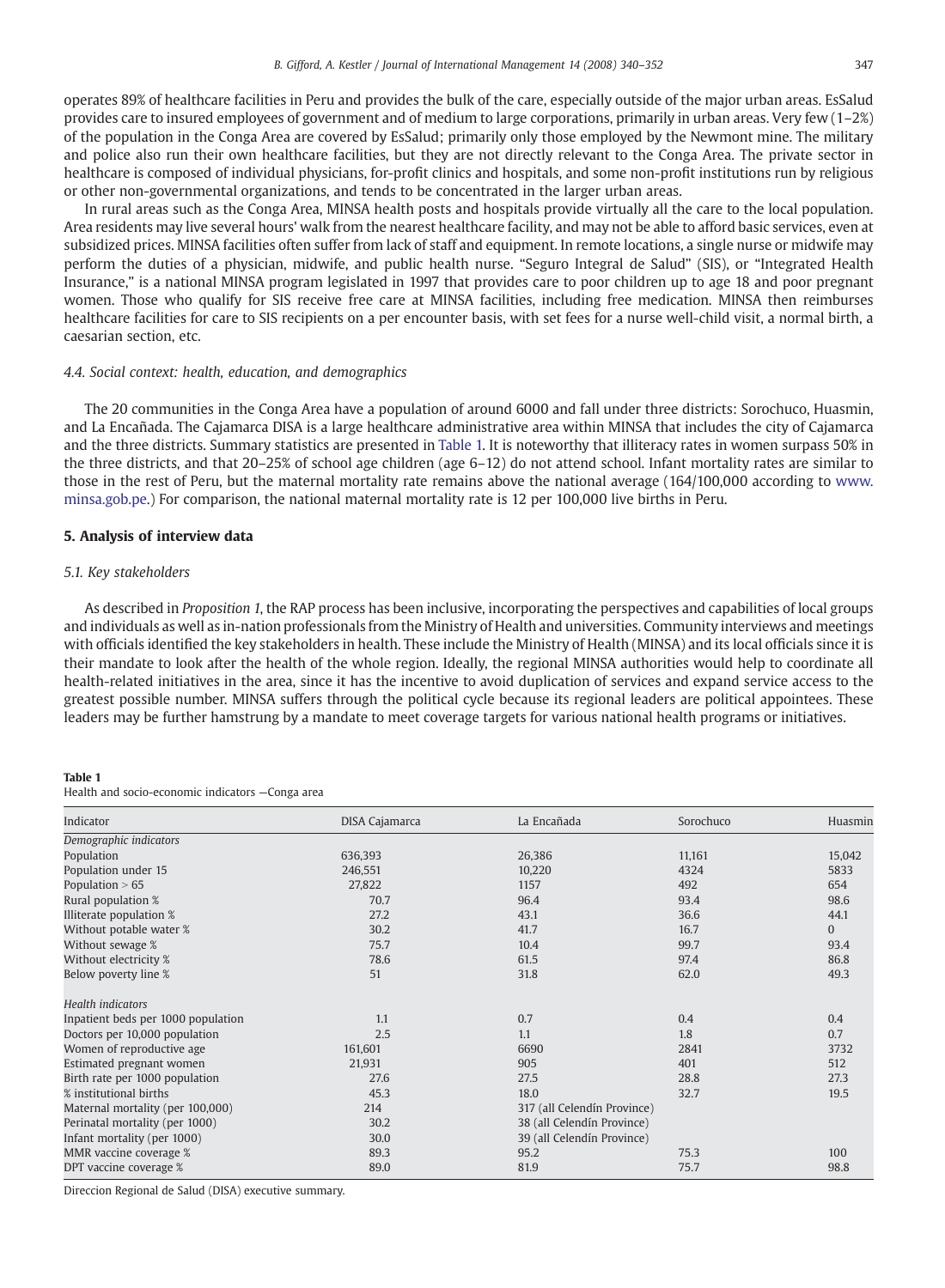operates 89% of healthcare facilities in Peru and provides the bulk of the care, especially outside of the major urban areas. EsSalud provides care to insured employees of government and of medium to large corporations, primarily in urban areas. Very few (1–2%) of the population in the Conga Area are covered by EsSalud; primarily only those employed by the Newmont mine. The military and police also run their own healthcare facilities, but they are not directly relevant to the Conga Area. The private sector in healthcare is composed of individual physicians, for-profit clinics and hospitals, and some non-profit institutions run by religious or other non-governmental organizations, and tends to be concentrated in the larger urban areas.

In rural areas such as the Conga Area, MINSA health posts and hospitals provide virtually all the care to the local population. Area residents may live several hours' walk from the nearest healthcare facility, and may not be able to afford basic services, even at subsidized prices. MINSA facilities often suffer from lack of staff and equipment. In remote locations, a single nurse or midwife may perform the duties of a physician, midwife, and public health nurse. "Seguro Integral de Salud" (SIS), or "Integrated Health Insurance," is a national MINSA program legislated in 1997 that provides care to poor children up to age 18 and poor pregnant women. Those who qualify for SIS receive free care at MINSA facilities, including free medication. MINSA then reimburses healthcare facilities for care to SIS recipients on a per encounter basis, with set fees for a nurse well-child visit, a normal birth, a caesarian section, etc.

### *4.4. Social context: health, education, and demographics*

The 20 communities in the Conga Area have a population of around 6000 and fall under three districts: Sorochuco, Huasmin, and La Encañada. The Cajamarca DISA is a large healthcare administrative area within MINSA that includes the city of Cajamarca and the three districts. Summary statistics are presented in Table 1. It is noteworthy that illiteracy rates in women surpass 50% in the three districts, and that 20–25% of school age children (age 6–12) do not attend school. Infant mortality rates are similar to those in the rest of Peru, but the maternal mortality rate remains above the national average (164/100,000 according to www.minsa.gob.pe.) For comparison, the national maternal mortality rate is 12 per 100,000 live births in Peru.

## 5. Analysis of interview data

### *5.1. Key stakeholders*

As described in *Proposition 1*, the RAP process has been inclusive, incorporating the perspectives and capabilities of local groups and individuals as well as in-nation professionals from the Ministry of Health and universities. Community interviews and meetings with officials identified the key stakeholders in health. These include the Ministry of Health (MINSA) and its local officials since it is their mandate to look after the health of the whole region. Ideally, the regional MINSA authorities would help to coordinate all health-related initiatives in the area, since it has the incentive to avoid duplication of services and expand service access to the greatest possible number. MINSA suffers through the political cycle because its regional leaders are political appointees. These leaders may be further hamstrung by a mandate to meet coverage targets for various national health programs or initiatives.

**Table 1**
Health and socio-economic indicators —Conga area

| Indicator | DISA Cajamarca | La Encañada | Sorochuco | Huasmin |
|---|---|---|---|---|
| *Demographic indicators* | | | | |
| Population | 636,393 | 26,386 | 11,161 | 15,042 |
| Population under 15 | 246,551 | 10,220 | 4324 | 5833 |
| Population > 65 | 27,822 | 1157 | 492 | 654 |
| Rural population % | 70.7 | 96.4 | 93.4 | 98.6 |
| Illiterate population % | 27.2 | 43.1 | 36.6 | 44.1 |
| Without potable water % | 30.2 | 41.7 | 16.7 | 0 |
| Without sewage % | 75.7 | 10.4 | 99.7 | 93.4 |
| Without electricity % | 78.6 | 61.5 | 97.4 | 86.8 |
| Below poverty line % | 51 | 31.8 | 62.0 | 49.3 |
| *Health indicators* | | | | |
| Inpatient beds per 1000 population | 1.1 | 0.7 | 0.4 | 0.4 |
| Doctors per 10,000 population | 2.5 | 1.1 | 1.8 | 0.7 |
| Women of reproductive age | 161,601 | 6690 | 2841 | 3732 |
| Estimated pregnant women | 21,931 | 905 | 401 | 512 |
| Birth rate per 1000 population | 27.6 | 27.5 | 28.8 | 27.3 |
| % institutional births | 45.3 | 18.0 | 32.7 | 19.5 |
| Maternal mortality (per 100,000) | 214 | 317 (all Celendín Province) | | |
| Perinatal mortality (per 1000) | 30.2 | 38 (all Celendín Province) | | |
| Infant mortality (per 1000) | 30.0 | 39 (all Celendín Province) | | |
| MMR vaccine coverage % | 89.3 | 95.2 | 75.3 | 100 |
| DPT vaccine coverage % | 89.0 | 81.9 | 75.7 | 98.8 |

Direccion Regional de Salud (DISA) executive summary.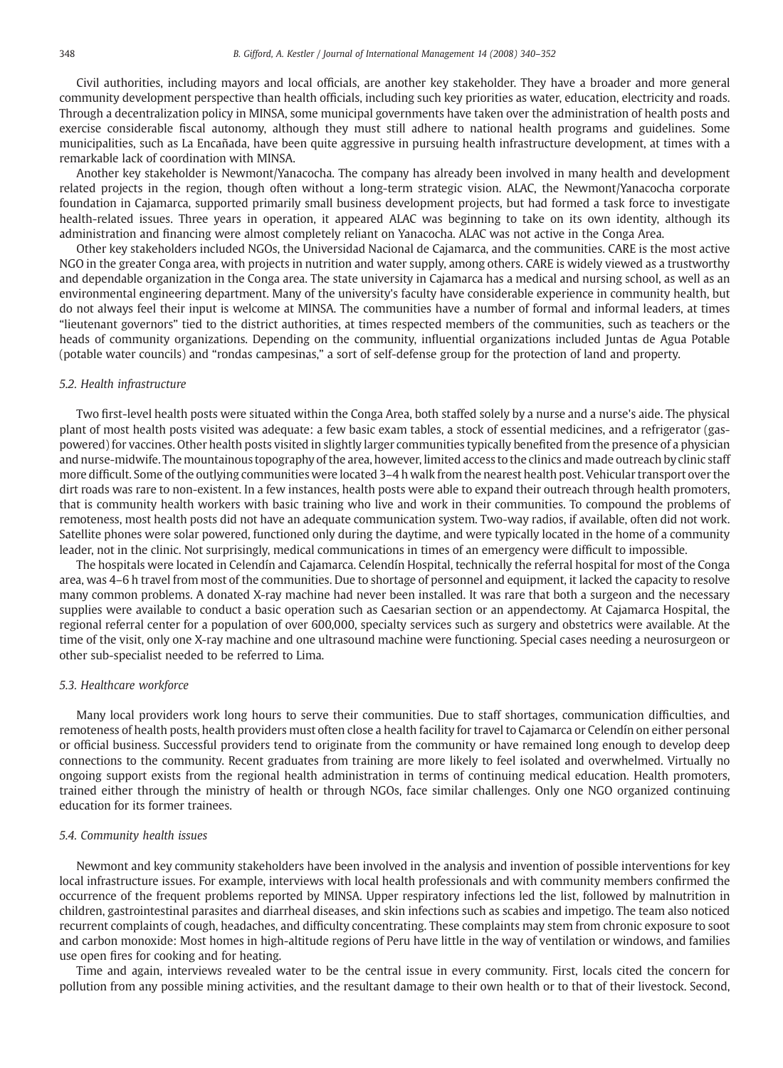Civil authorities, including mayors and local officials, are another key stakeholder. They have a broader and more general community development perspective than health officials, including such key priorities as water, education, electricity and roads. Through a decentralization policy in MINSA, some municipal governments have taken over the administration of health posts and exercise considerable fiscal autonomy, although they must still adhere to national health programs and guidelines. Some municipalities, such as La Encañada, have been quite aggressive in pursuing health infrastructure development, at times with a remarkable lack of coordination with MINSA.

Another key stakeholder is Newmont/Yanacocha. The company has already been involved in many health and development related projects in the region, though often without a long-term strategic vision. ALAC, the Newmont/Yanacocha corporate foundation in Cajamarca, supported primarily small business development projects, but had formed a task force to investigate health-related issues. Three years in operation, it appeared ALAC was beginning to take on its own identity, although its administration and financing were almost completely reliant on Yanacocha. ALAC was not active in the Conga Area.

Other key stakeholders included NGOs, the Universidad Nacional de Cajamarca, and the communities. CARE is the most active NGO in the greater Conga area, with projects in nutrition and water supply, among others. CARE is widely viewed as a trustworthy and dependable organization in the Conga area. The state university in Cajamarca has a medical and nursing school, as well as an environmental engineering department. Many of the university's faculty have considerable experience in community health, but do not always feel their input is welcome at MINSA. The communities have a number of formal and informal leaders, at times "lieutenant governors" tied to the district authorities, at times respected members of the communities, such as teachers or the heads of community organizations. Depending on the community, influential organizations included Juntas de Agua Potable (potable water councils) and "rondas campesinas," a sort of self-defense group for the protection of land and property.

### 5.2. Health infrastructure

Two first-level health posts were situated within the Conga Area, both staffed solely by a nurse and a nurse's aide. The physical plant of most health posts visited was adequate: a few basic exam tables, a stock of essential medicines, and a refrigerator (gas-powered) for vaccines. Other health posts visited in slightly larger communities typically benefited from the presence of a physician and nurse-midwife. The mountainous topography of the area, however, limited access to the clinics and made outreach by clinic staff more difficult. Some of the outlying communities were located 3–4 h walk from the nearest health post. Vehicular transport over the dirt roads was rare to non-existent. In a few instances, health posts were able to expand their outreach through health promoters, that is community health workers with basic training who live and work in their communities. To compound the problems of remoteness, most health posts did not have an adequate communication system. Two-way radios, if available, often did not work. Satellite phones were solar powered, functioned only during the daytime, and were typically located in the home of a community leader, not in the clinic. Not surprisingly, medical communications in times of an emergency were difficult to impossible.

The hospitals were located in Celendín and Cajamarca. Celendín Hospital, technically the referral hospital for most of the Conga area, was 4–6 h travel from most of the communities. Due to shortage of personnel and equipment, it lacked the capacity to resolve many common problems. A donated X-ray machine had never been installed. It was rare that both a surgeon and the necessary supplies were available to conduct a basic operation such as Caesarian section or an appendectomy. At Cajamarca Hospital, the regional referral center for a population of over 600,000, specialty services such as surgery and obstetrics were available. At the time of the visit, only one X-ray machine and one ultrasound machine were functioning. Special cases needing a neurosurgeon or other sub-specialist needed to be referred to Lima.

### 5.3. Healthcare workforce

Many local providers work long hours to serve their communities. Due to staff shortages, communication difficulties, and remoteness of health posts, health providers must often close a health facility for travel to Cajamarca or Celendín on either personal or official business. Successful providers tend to originate from the community or have remained long enough to develop deep connections to the community. Recent graduates from training are more likely to feel isolated and overwhelmed. Virtually no ongoing support exists from the regional health administration in terms of continuing medical education. Health promoters, trained either through the ministry of health or through NGOs, face similar challenges. Only one NGO organized continuing education for its former trainees.

### 5.4. Community health issues

Newmont and key community stakeholders have been involved in the analysis and invention of possible interventions for key local infrastructure issues. For example, interviews with local health professionals and with community members confirmed the occurrence of the frequent problems reported by MINSA. Upper respiratory infections led the list, followed by malnutrition in children, gastrointestinal parasites and diarrheal diseases, and skin infections such as scabies and impetigo. The team also noticed recurrent complaints of cough, headaches, and difficulty concentrating. These complaints may stem from chronic exposure to soot and carbon monoxide: Most homes in high-altitude regions of Peru have little in the way of ventilation or windows, and families use open fires for cooking and for heating.

Time and again, interviews revealed water to be the central issue in every community. First, locals cited the concern for pollution from any possible mining activities, and the resultant damage to their own health or to that of their livestock. Second,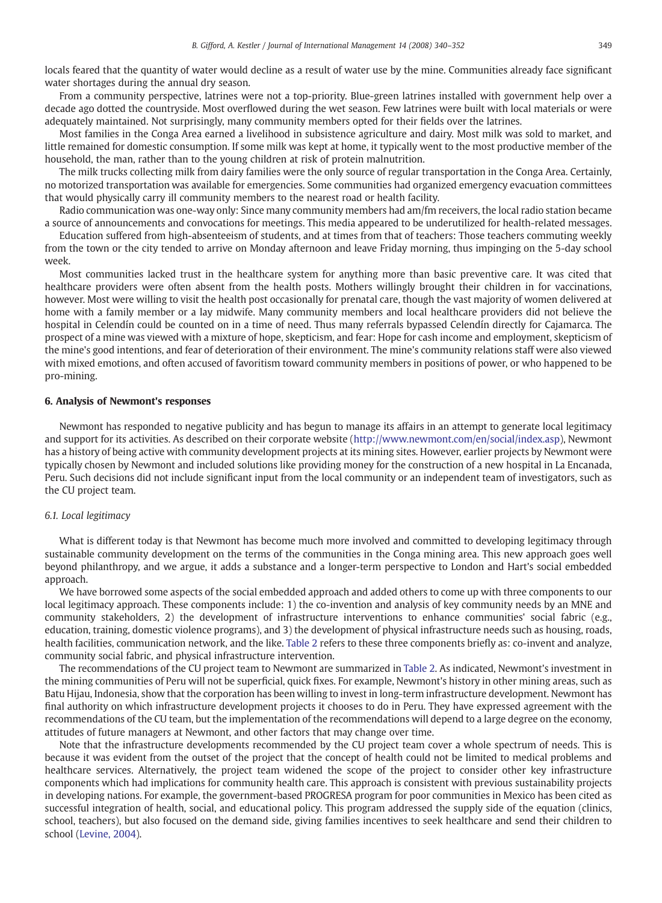locals feared that the quantity of water would decline as a result of water use by the mine. Communities already face significant water shortages during the annual dry season.

From a community perspective, latrines were not a top-priority. Blue-green latrines installed with government help over a decade ago dotted the countryside. Most overflowed during the wet season. Few latrines were built with local materials or were adequately maintained. Not surprisingly, many community members opted for their fields over the latrines.

Most families in the Conga Area earned a livelihood in subsistence agriculture and dairy. Most milk was sold to market, and little remained for domestic consumption. If some milk was kept at home, it typically went to the most productive member of the household, the man, rather than to the young children at risk of protein malnutrition.

The milk trucks collecting milk from dairy families were the only source of regular transportation in the Conga Area. Certainly, no motorized transportation was available for emergencies. Some communities had organized emergency evacuation committees that would physically carry ill community members to the nearest road or health facility.

Radio communication was one-way only: Since many community members had am/fm receivers, the local radio station became a source of announcements and convocations for meetings. This media appeared to be underutilized for health-related messages.

Education suffered from high-absenteeism of students, and at times from that of teachers: Those teachers commuting weekly from the town or the city tended to arrive on Monday afternoon and leave Friday morning, thus impinging on the 5-day school week.

Most communities lacked trust in the healthcare system for anything more than basic preventive care. It was cited that healthcare providers were often absent from the health posts. Mothers willingly brought their children in for vaccinations, however. Most were willing to visit the health post occasionally for prenatal care, though the vast majority of women delivered at home with a family member or a lay midwife. Many community members and local healthcare providers did not believe the hospital in Celendín could be counted on in a time of need. Thus many referrals bypassed Celendín directly for Cajamarca. The prospect of a mine was viewed with a mixture of hope, skepticism, and fear: Hope for cash income and employment, skepticism of the mine's good intentions, and fear of deterioration of their environment. The mine's community relations staff were also viewed with mixed emotions, and often accused of favoritism toward community members in positions of power, or who happened to be pro-mining.

## 6. Analysis of Newmont's responses

Newmont has responded to negative publicity and has begun to manage its affairs in an attempt to generate local legitimacy and support for its activities. As described on their corporate website (http://www.newmont.com/en/social/index.asp), Newmont has a history of being active with community development projects at its mining sites. However, earlier projects by Newmont were typically chosen by Newmont and included solutions like providing money for the construction of a new hospital in La Encanada, Peru. Such decisions did not include significant input from the local community or an independent team of investigators, such as the CU project team.

### 6.1. Local legitimacy

What is different today is that Newmont has become much more involved and committed to developing legitimacy through sustainable community development on the terms of the communities in the Conga mining area. This new approach goes well beyond philanthropy, and we argue, it adds a substance and a longer-term perspective to London and Hart's social embedded approach.

We have borrowed some aspects of the social embedded approach and added others to come up with three components to our local legitimacy approach. These components include: 1) the co-invention and analysis of key community needs by an MNE and community stakeholders, 2) the development of infrastructure interventions to enhance communities' social fabric (e.g., education, training, domestic violence programs), and 3) the development of physical infrastructure needs such as housing, roads, health facilities, communication network, and the like. Table 2 refers to these three components briefly as: co-invent and analyze, community social fabric, and physical infrastructure intervention.

The recommendations of the CU project team to Newmont are summarized in Table 2. As indicated, Newmont's investment in the mining communities of Peru will not be superficial, quick fixes. For example, Newmont's history in other mining areas, such as Batu Hijau, Indonesia, show that the corporation has been willing to invest in long-term infrastructure development. Newmont has final authority on which infrastructure development projects it chooses to do in Peru. They have expressed agreement with the recommendations of the CU team, but the implementation of the recommendations will depend to a large degree on the economy, attitudes of future managers at Newmont, and other factors that may change over time.

Note that the infrastructure developments recommended by the CU project team cover a whole spectrum of needs. This is because it was evident from the outset of the project that the concept of health could not be limited to medical problems and healthcare services. Alternatively, the project team widened the scope of the project to consider other key infrastructure components which had implications for community health care. This approach is consistent with previous sustainability projects in developing nations. For example, the government-based PROGRESA program for poor communities in Mexico has been cited as successful integration of health, social, and educational policy. This program addressed the supply side of the equation (clinics, school, teachers), but also focused on the demand side, giving families incentives to seek healthcare and send their children to school (Levine, 2004).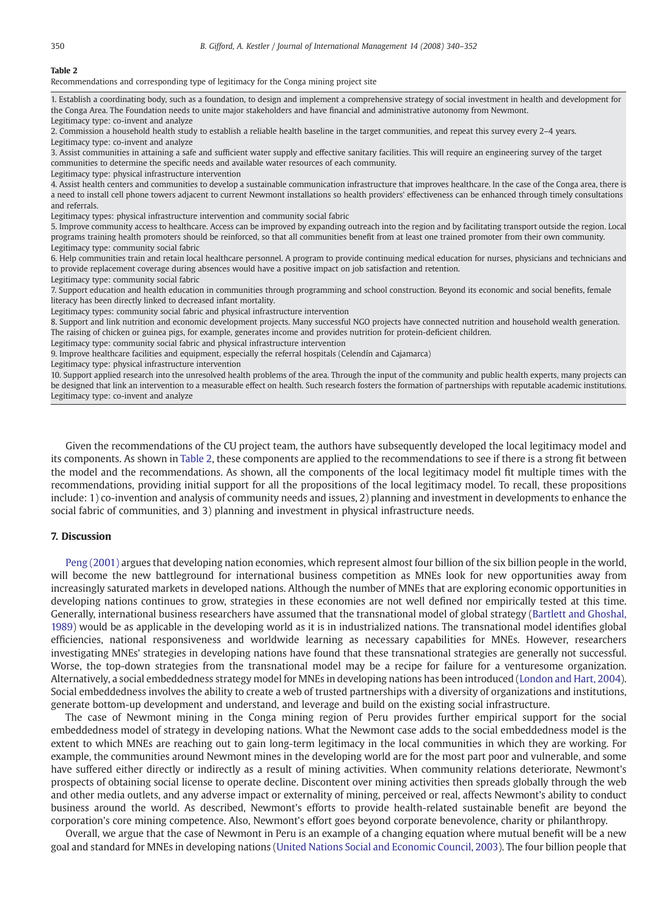**Table 2**

Recommendations and corresponding type of legitimacy for the Conga mining project site

| |
|---|
| 1. Establish a coordinating body, such as a foundation, to design and implement a comprehensive strategy of social investment in health and development for the Conga Area. The Foundation needs to unite major stakeholders and have financial and administrative autonomy from Newmont.<br>Legitimacy type: co-invent and analyze |
| 2. Commission a household health study to establish a reliable health baseline in the target communities, and repeat this survey every 2–4 years.<br>Legitimacy type: co-invent and analyze |
| 3. Assist communities in attaining a safe and sufficient water supply and effective sanitary facilities. This will require an engineering survey of the target communities to determine the specific needs and available water resources of each community.<br>Legitimacy type: physical infrastructure intervention |
| 4. Assist health centers and communities to develop a sustainable communication infrastructure that improves healthcare. In the case of the Conga area, there is a need to install cell phone towers adjacent to current Newmont installations so health providers' effectiveness can be enhanced through timely consultations and referrals.<br>Legitimacy types: physical infrastructure intervention and community social fabric |
| 5. Improve community access to healthcare. Access can be improved by expanding outreach into the region and by facilitating transport outside the region. Local programs training health promoters should be reinforced, so that all communities benefit from at least one trained promoter from their own community.<br>Legitimacy type: community social fabric |
| 6. Help communities train and retain local healthcare personnel. A program to provide continuing medical education for nurses, physicians and technicians and to provide replacement coverage during absences would have a positive impact on job satisfaction and retention.<br>Legitimacy type: community social fabric |
| 7. Support education and health education in communities through programming and school construction. Beyond its economic and social benefits, female literacy has been directly linked to decreased infant mortality.<br>Legitimacy types: community social fabric and physical infrastructure intervention |
| 8. Support and link nutrition and economic development projects. Many successful NGO projects have connected nutrition and household wealth generation. The raising of chicken or guinea pigs, for example, generates income and provides nutrition for protein-deficient children.<br>Legitimacy type: community social fabric and physical infrastructure intervention |
| 9. Improve healthcare facilities and equipment, especially the referral hospitals (Celendín and Cajamarca)<br>Legitimacy type: physical infrastructure intervention |
| 10. Support applied research into the unresolved health problems of the area. Through the input of the community and public health experts, many projects can be designed that link an intervention to a measurable effect on health. Such research fosters the formation of partnerships with reputable academic institutions.<br>Legitimacy type: co-invent and analyze |

Given the recommendations of the CU project team, the authors have subsequently developed the local legitimacy model and its components. As shown in Table 2, these components are applied to the recommendations to see if there is a strong fit between the model and the recommendations. As shown, all the components of the local legitimacy model fit multiple times with the recommendations, providing initial support for all the propositions of the local legitimacy model. To recall, these propositions include: 1) co-invention and analysis of community needs and issues, 2) planning and investment in developments to enhance the social fabric of communities, and 3) planning and investment in physical infrastructure needs.

## 7. Discussion

Peng (2001) argues that developing nation economies, which represent almost four billion of the six billion people in the world, will become the new battleground for international business competition as MNEs look for new opportunities away from increasingly saturated markets in developed nations. Although the number of MNEs that are exploring economic opportunities in developing nations continues to grow, strategies in these economies are not well defined nor empirically tested at this time. Generally, international business researchers have assumed that the transnational model of global strategy (Bartlett and Ghoshal, 1989) would be as applicable in the developing world as it is in industrialized nations. The transnational model identifies global efficiencies, national responsiveness and worldwide learning as necessary capabilities for MNEs. However, researchers investigating MNEs' strategies in developing nations have found that these transnational strategies are generally not successful. Worse, the top-down strategies from the transnational model may be a recipe for failure for a venturesome organization. Alternatively, a social embeddedness strategy model for MNEs in developing nations has been introduced (London and Hart, 2004). Social embeddedness involves the ability to create a web of trusted partnerships with a diversity of organizations and institutions, generate bottom-up development and understand, and leverage and build on the existing social infrastructure.

The case of Newmont mining in the Conga mining region of Peru provides further empirical support for the social embeddedness model of strategy in developing nations. What the Newmont case adds to the social embeddedness model is the extent to which MNEs are reaching out to gain long-term legitimacy in the local communities in which they are working. For example, the communities around Newmont mines in the developing world are for the most part poor and vulnerable, and some have suffered either directly or indirectly as a result of mining activities. When community relations deteriorate, Newmont's prospects of obtaining social license to operate decline. Discontent over mining activities then spreads globally through the web and other media outlets, and any adverse impact or externality of mining, perceived or real, affects Newmont's ability to conduct business around the world. As described, Newmont's efforts to provide health-related sustainable benefit are beyond the corporation's core mining competence. Also, Newmont's effort goes beyond corporate benevolence, charity or philanthropy.

Overall, we argue that the case of Newmont in Peru is an example of a changing equation where mutual benefit will be a new goal and standard for MNEs in developing nations (United Nations Social and Economic Council, 2003). The four billion people that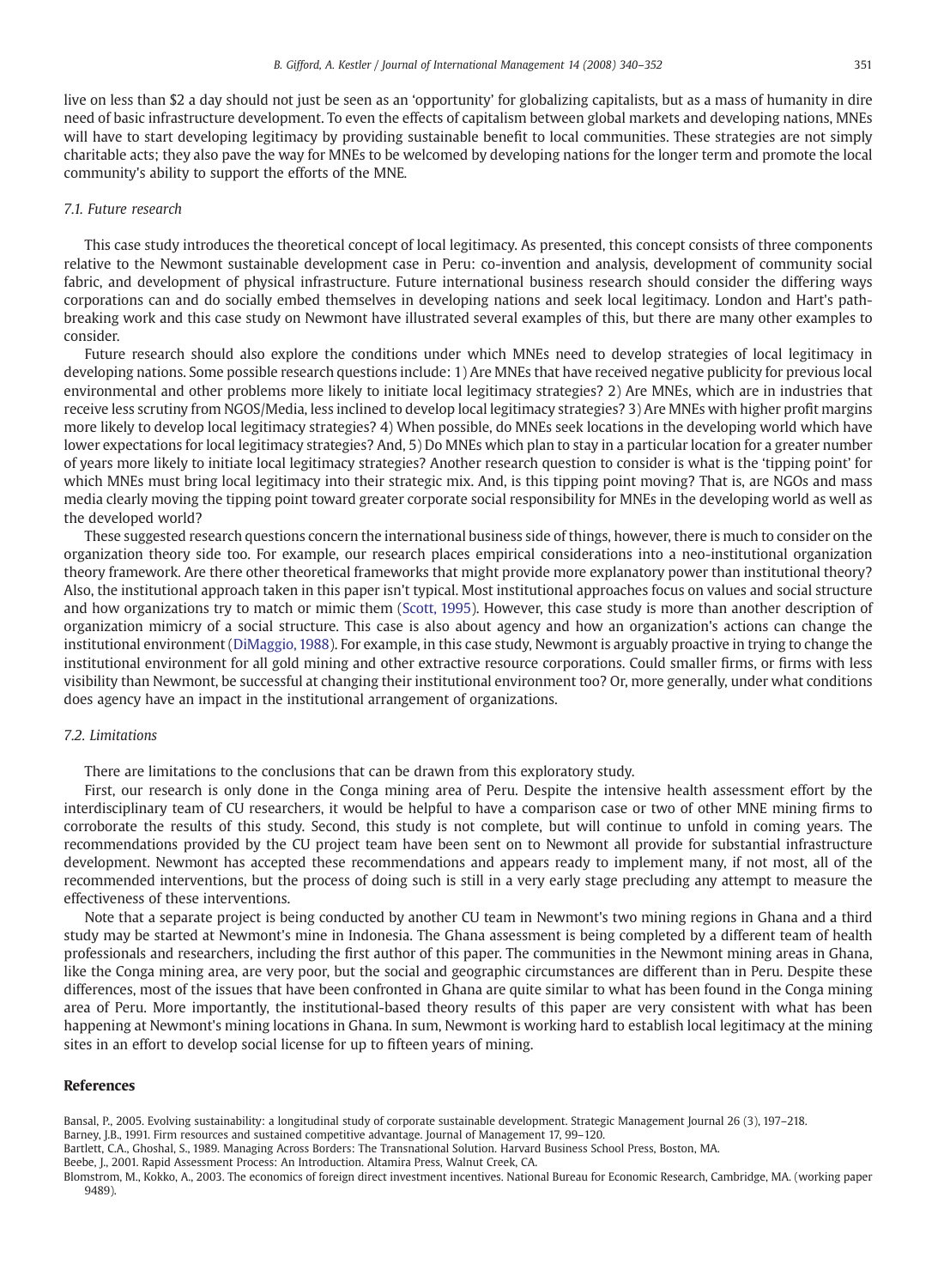live on less than $2 a day should not just be seen as an 'opportunity' for globalizing capitalists, but as a mass of humanity in dire need of basic infrastructure development. To even the effects of capitalism between global markets and developing nations, MNEs will have to start developing legitimacy by providing sustainable benefit to local communities. These strategies are not simply charitable acts; they also pave the way for MNEs to be welcomed by developing nations for the longer term and promote the local community's ability to support the efforts of the MNE.

### *7.1. Future research*

This case study introduces the theoretical concept of local legitimacy. As presented, this concept consists of three components relative to the Newmont sustainable development case in Peru: co-invention and analysis, development of community social fabric, and development of physical infrastructure. Future international business research should consider the differing ways corporations can and do socially embed themselves in developing nations and seek local legitimacy. London and Hart's path-breaking work and this case study on Newmont have illustrated several examples of this, but there are many other examples to consider.

Future research should also explore the conditions under which MNEs need to develop strategies of local legitimacy in developing nations. Some possible research questions include: 1) Are MNEs that have received negative publicity for previous local environmental and other problems more likely to initiate local legitimacy strategies? 2) Are MNEs, which are in industries that receive less scrutiny from NGOS/Media, less inclined to develop local legitimacy strategies? 3) Are MNEs with higher profit margins more likely to develop local legitimacy strategies? 4) When possible, do MNEs seek locations in the developing world which have lower expectations for local legitimacy strategies? And, 5) Do MNEs which plan to stay in a particular location for a greater number of years more likely to initiate local legitimacy strategies? Another research question to consider is what is the 'tipping point' for which MNEs must bring local legitimacy into their strategic mix. And, is this tipping point moving? That is, are NGOs and mass media clearly moving the tipping point toward greater corporate social responsibility for MNEs in the developing world as well as the developed world?

These suggested research questions concern the international business side of things, however, there is much to consider on the organization theory side too. For example, our research places empirical considerations into a neo-institutional organization theory framework. Are there other theoretical frameworks that might provide more explanatory power than institutional theory? Also, the institutional approach taken in this paper isn't typical. Most institutional approaches focus on values and social structure and how organizations try to match or mimic them (Scott, 1995). However, this case study is more than another description of organization mimicry of a social structure. This case is also about agency and how an organization's actions can change the institutional environment (DiMaggio, 1988). For example, in this case study, Newmont is arguably proactive in trying to change the institutional environment for all gold mining and other extractive resource corporations. Could smaller firms, or firms with less visibility than Newmont, be successful at changing their institutional environment too? Or, more generally, under what conditions does agency have an impact in the institutional arrangement of organizations.

### *7.2. Limitations*

There are limitations to the conclusions that can be drawn from this exploratory study.

First, our research is only done in the Conga mining area of Peru. Despite the intensive health assessment effort by the interdisciplinary team of CU researchers, it would be helpful to have a comparison case or two of other MNE mining firms to corroborate the results of this study. Second, this study is not complete, but will continue to unfold in coming years. The recommendations provided by the CU project team have been sent on to Newmont all provide for substantial infrastructure development. Newmont has accepted these recommendations and appears ready to implement many, if not most, all of the recommended interventions, but the process of doing such is still in a very early stage precluding any attempt to measure the effectiveness of these interventions.

Note that a separate project is being conducted by another CU team in Newmont's two mining regions in Ghana and a third study may be started at Newmont's mine in Indonesia. The Ghana assessment is being completed by a different team of health professionals and researchers, including the first author of this paper. The communities in the Newmont mining areas in Ghana, like the Conga mining area, are very poor, but the social and geographic circumstances are different than in Peru. Despite these differences, most of the issues that have been confronted in Ghana are quite similar to what has been found in the Conga mining area of Peru. More importantly, the institutional-based theory results of this paper are very consistent with what has been happening at Newmont's mining locations in Ghana. In sum, Newmont is working hard to establish local legitimacy at the mining sites in an effort to develop social license for up to fifteen years of mining.

## References

Bansal, P., 2005. Evolving sustainability: a longitudinal study of corporate sustainable development. Strategic Management Journal 26 (3), 197–218.

Barney, J.B., 1991. Firm resources and sustained competitive advantage. Journal of Management 17, 99–120.

Bartlett, C.A., Ghoshal, S., 1989. Managing Across Borders: The Transnational Solution. Harvard Business School Press, Boston, MA.

Beebe, J., 2001. Rapid Assessment Process: An Introduction. Altamira Press, Walnut Creek, CA.

Blomstrom, M., Kokko, A., 2003. The economics of foreign direct investment incentives. National Bureau for Economic Research, Cambridge, MA. (working paper 9489).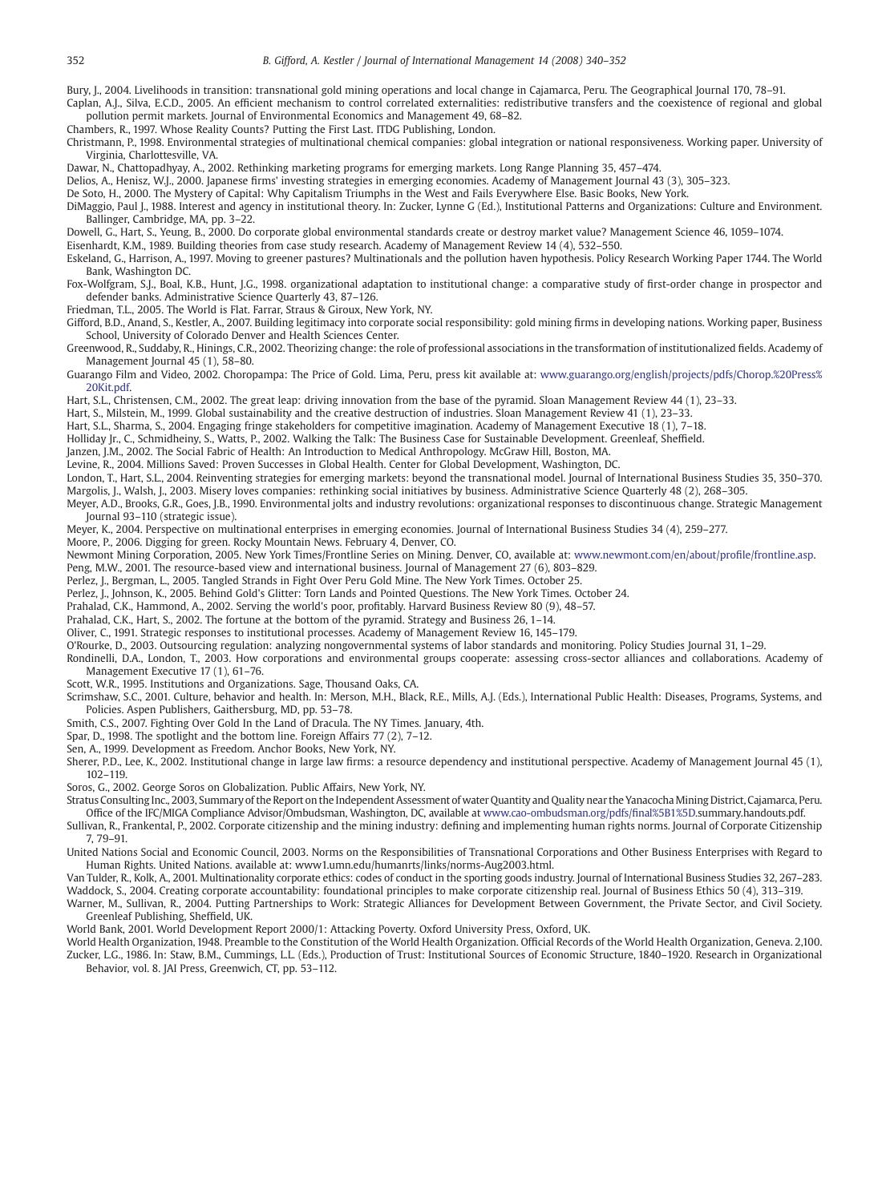Bury, J., 2004. Livelihoods in transition: transnational gold mining operations and local change in Cajamarca, Peru. The Geographical Journal 170, 78–91.

Caplan, A.J., Silva, E.C.D., 2005. An efficient mechanism to control correlated externalities: redistributive transfers and the coexistence of regional and global pollution permit markets. Journal of Environmental Economics and Management 49, 68–82.

Chambers, R., 1997. Whose Reality Counts? Putting the First Last. ITDG Publishing, London.

Christmann, P., 1998. Environmental strategies of multinational chemical companies: global integration or national responsiveness. Working paper. University of Virginia, Charlottesville, VA.

Dawar, N., Chattopadhyay, A., 2002. Rethinking marketing programs for emerging markets. Long Range Planning 35, 457–474.

Delios, A., Henisz, W.J., 2000. Japanese firms' investing strategies in emerging economies. Academy of Management Journal 43 (3), 305–323.

De Soto, H., 2000. The Mystery of Capital: Why Capitalism Triumphs in the West and Fails Everywhere Else. Basic Books, New York.

DiMaggio, Paul J., 1988. Interest and agency in institutional theory. In: Zucker, Lynne G (Ed.), Institutional Patterns and Organizations: Culture and Environment. Ballinger, Cambridge, MA, pp. 3–22.

Dowell, G., Hart, S., Yeung, B., 2000. Do corporate global environmental standards create or destroy market value? Management Science 46, 1059–1074.

Eisenhardt, K.M., 1989. Building theories from case study research. Academy of Management Review 14 (4), 532–550.

Eskeland, G., Harrison, A., 1997. Moving to greener pastures? Multinationals and the pollution haven hypothesis. Policy Research Working Paper 1744. The World Bank, Washington DC.

Fox-Wolfgram, S.J., Boal, K.B., Hunt, J.G., 1998. organizational adaptation to institutional change: a comparative study of first-order change in prospector and defender banks. Administrative Science Quarterly 43, 87–126.

Friedman, T.L., 2005. The World is Flat. Farrar, Straus & Giroux, New York, NY.

Gifford, B.D., Anand, S., Kestler, A., 2007. Building legitimacy into corporate social responsibility: gold mining firms in developing nations. Working paper, Business School, University of Colorado Denver and Health Sciences Center.

Greenwood, R., Suddaby, R., Hinings, C.R., 2002. Theorizing change: the role of professional associations in the transformation of institutionalized fields. Academy of Management Journal 45 (1), 58–80.

Guarango Film and Video, 2002. Choropampa: The Price of Gold. Lima, Peru, press kit available at: www.guarango.org/english/projects/pdfs/Chorop.%20Press%20Kit.pdf.

Hart, S.L., Christensen, C.M., 2002. The great leap: driving innovation from the base of the pyramid. Sloan Management Review 44 (1), 23–33.

Hart, S., Milstein, M., 1999. Global sustainability and the creative destruction of industries. Sloan Management Review 41 (1), 23–33.

Hart, S.L., Sharma, S., 2004. Engaging fringe stakeholders for competitive imagination. Academy of Management Executive 18 (1), 7–18.

Holliday Jr., C., Schmidheiny, S., Watts, P., 2002. Walking the Talk: The Business Case for Sustainable Development. Greenleaf, Sheffield.

Janzen, J.M., 2002. The Social Fabric of Health: An Introduction to Medical Anthropology. McGraw Hill, Boston, MA.

Levine, R., 2004. Millions Saved: Proven Successes in Global Health. Center for Global Development, Washington, DC.

London, T., Hart, S.L., 2004. Reinventing strategies for emerging markets: beyond the transnational model. Journal of International Business Studies 35, 350–370.

Margolis, J., Walsh, J., 2003. Misery loves companies: rethinking social initiatives by business. Administrative Science Quarterly 48 (2), 268–305.

Meyer, A.D., Brooks, G.R., Goes, J.B., 1990. Environmental jolts and industry revolutions: organizational responses to discontinuous change. Strategic Management Journal 93–110 (strategic issue).

Meyer, K., 2004. Perspective on multinational enterprises in emerging economies. Journal of International Business Studies 34 (4), 259–277.

Moore, P., 2006. Digging for green. Rocky Mountain News. February 4, Denver, CO.

Newmont Mining Corporation, 2005. New York Times/Frontline Series on Mining. Denver, CO, available at: www.newmont.com/en/about/profile/frontline.asp.

Peng, M.W., 2001. The resource-based view and international business. Journal of Management 27 (6), 803–829.

Perlez, J., Bergman, L., 2005. Tangled Strands in Fight Over Peru Gold Mine. The New York Times. October 25.

Perlez, J., Johnson, K., 2005. Behind Gold's Glitter: Torn Lands and Pointed Questions. The New York Times. October 24.

Prahalad, C.K., Hammond, A., 2002. Serving the world's poor, profitably. Harvard Business Review 80 (9), 48–57.

Prahalad, C.K., Hart, S., 2002. The fortune at the bottom of the pyramid. Strategy and Business 26, 1–14.

Oliver, C., 1991. Strategic responses to institutional processes. Academy of Management Review 16, 145–179.

O'Rourke, D., 2003. Outsourcing regulation: analyzing nongovernmental systems of labor standards and monitoring. Policy Studies Journal 31, 1–29.

Rondinelli, D.A., London, T., 2003. How corporations and environmental groups cooperate: assessing cross-sector alliances and collaborations. Academy of Management Executive 17 (1), 61–76.

Scott, W.R., 1995. Institutions and Organizations. Sage, Thousand Oaks, CA.

Scrimshaw, S.C., 2001. Culture, behavior and health. In: Merson, M.H., Black, R.E., Mills, A.J. (Eds.), International Public Health: Diseases, Programs, Systems, and Policies. Aspen Publishers, Gaithersburg, MD, pp. 53–78.

Smith, C.S., 2007. Fighting Over Gold In the Land of Dracula. The NY Times. January, 4th.

Spar, D., 1998. The spotlight and the bottom line. Foreign Affairs 77 (2), 7–12.

Sen, A., 1999. Development as Freedom. Anchor Books, New York, NY.

Sherer, P.D., Lee, K., 2002. Institutional change in large law firms: a resource dependency and institutional perspective. Academy of Management Journal 45 (1), 102–119.

Soros, G., 2002. George Soros on Globalization. Public Affairs, New York, NY.

Stratus Consulting Inc., 2003, Summary of the Report on the Independent Assessment of water Quantity and Quality near the Yanacocha Mining District, Cajamarca, Peru. Office of the IFC/MIGA Compliance Advisor/Ombudsman, Washington, DC, available at www.cao-ombudsman.org/pdfs/final%5B1%5D.summary.handouts.pdf.

Sullivan, R., Frankental, P., 2002. Corporate citizenship and the mining industry: defining and implementing human rights norms. Journal of Corporate Citizenship 7, 79–91.

United Nations Social and Economic Council, 2003. Norms on the Responsibilities of Transnational Corporations and Other Business Enterprises with Regard to Human Rights. United Nations. available at: www1.umn.edu/humanrts/links/norms-Aug2003.html.

Van Tulder, R., Kolk, A., 2001. Multinationality corporate ethics: codes of conduct in the sporting goods industry. Journal of International Business Studies 32, 267–283.

Waddock, S., 2004. Creating corporate accountability: foundational principles to make corporate citizenship real. Journal of Business Ethics 50 (4), 313–319.

Warner, M., Sullivan, R., 2004. Putting Partnerships to Work: Strategic Alliances for Development Between Government, the Private Sector, and Civil Society. Greenleaf Publishing, Sheffield, UK.

World Bank, 2001. World Development Report 2000/1: Attacking Poverty. Oxford University Press, Oxford, UK.

World Health Organization, 1948. Preamble to the Constitution of the World Health Organization. Official Records of the World Health Organization, Geneva. 2,100.

Zucker, L.G., 1986. In: Staw, B.M., Cummings, L.L. (Eds.), Production of Trust: Institutional Sources of Economic Structure, 1840–1920. Research in Organizational Behavior, vol. 8. JAI Press, Greenwich, CT, pp. 53–112.